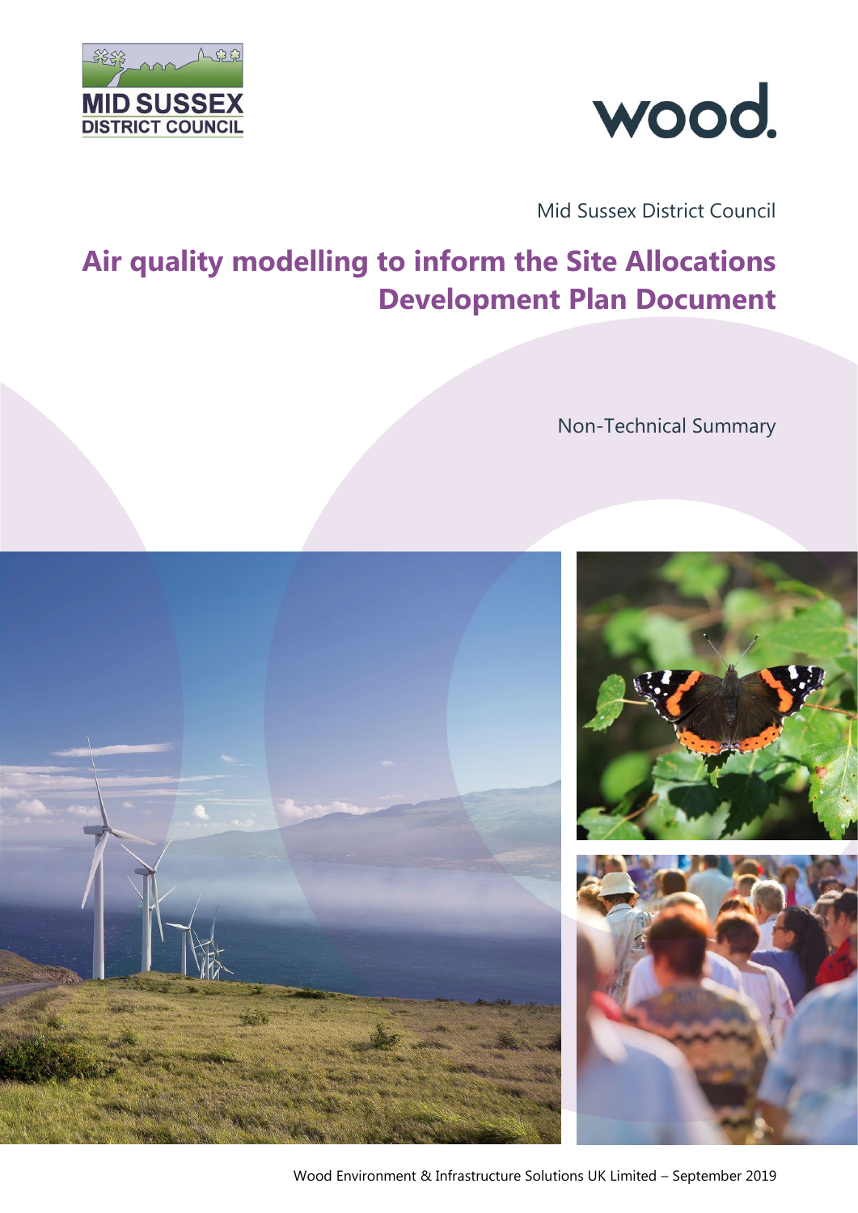Mid Sussex District Council

# Air quality modelling to inform the Site Allocations Development Plan Document

Non-Technical Summary

Wood Environment & Infrastructure Solutions UK Limited – September 2019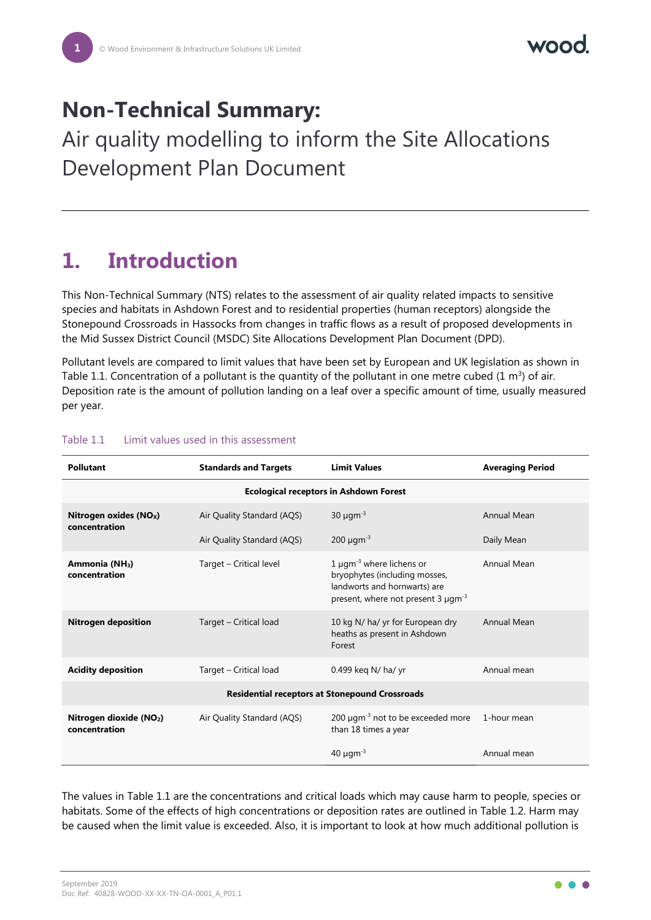# Non-Technical Summary:

Air quality modelling to inform the Site Allocations Development Plan Document

## 1. Introduction

This Non-Technical Summary (NTS) relates to the assessment of air quality related impacts to sensitive species and habitats in Ashdown Forest and to residential properties (human receptors) alongside the Stonepound Crossroads in Hassocks from changes in traffic flows as a result of proposed developments in the Mid Sussex District Council (MSDC) Site Allocations Development Plan Document (DPD).

Pollutant levels are compared to limit values that have been set by European and UK legislation as shown in Table 1.1. Concentration of a pollutant is the quantity of the pollutant in one metre cubed (1 $m^3$) of air. Deposition rate is the amount of pollution landing on a leaf over a specific amount of time, usually measured per year.

Table 1.1 Limit values used in this assessment

| Pollutant | Standards and Targets | Limit Values | Averaging Period |
|---|---|---|---|
| **Ecological receptors in Ashdown Forest** | | | |
| **Nitrogen oxides ($NO_X$) concentration** | Air Quality Standard (AQS) | 30 $\mu gm^{-3}$ | Annual Mean |
| | Air Quality Standard (AQS) | 200 $\mu gm^{-3}$ | Daily Mean |
| **Ammonia ($NH_3$) concentration** | Target – Critical level | 1 $\mu gm^{-3}$ where lichens or bryophytes (including mosses, landworts and hornwarts) are present, where not present 3 $\mu gm^{-3}$ | Annual Mean |
| **Nitrogen deposition** | Target – Critical load | 10 kg N/ ha/ yr for European dry heaths as present in Ashdown Forest | Annual Mean |
| **Acidity deposition** | Target – Critical load | 0.499 keq N/ ha/ yr | Annual mean |
| **Residential receptors at Stonepound Crossroads** | | | |
| **Nitrogen dioxide ($NO_2$) concentration** | Air Quality Standard (AQS) | 200 $\mu gm^{-3}$ not to be exceeded more than 18 times a year | 1-hour mean |
| | | 40 $\mu gm^{-3}$ | Annual mean |

The values in Table 1.1 are the concentrations and critical loads which may cause harm to people, species or habitats. Some of the effects of high concentrations or deposition rates are outlined in Table 1.2. Harm may be caused when the limit value is exceeded. Also, it is important to look at how much additional pollution is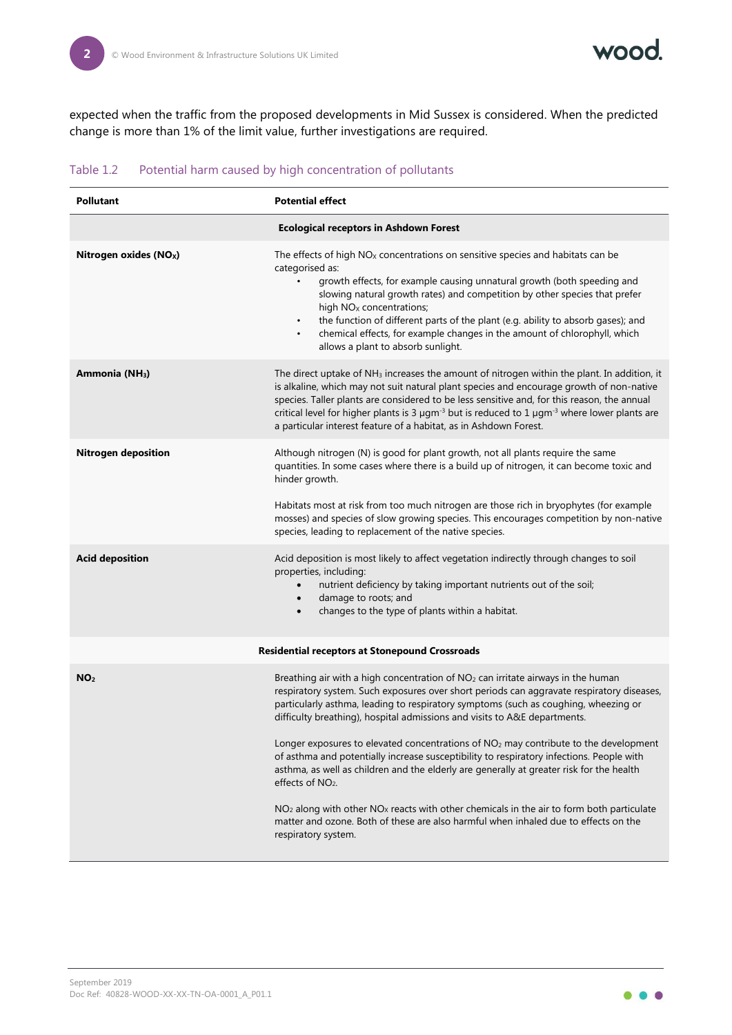expected when the traffic from the proposed developments in Mid Sussex is considered. When the predicted change is more than 1% of the limit value, further investigations are required.

Table 1.2 Potential harm caused by high concentration of pollutants

| Pollutant | Potential effect |
|---|---|
| | **Ecological receptors in Ashdown Forest** |
| **Nitrogen oxides ($NO_x$)** | The effects of high $NO_x$ concentrations on sensitive species and habitats can be categorised as:<br>• growth effects, for example causing unnatural growth (both speeding and slowing natural growth rates) and competition by other species that prefer high $NO_x$ concentrations;<br>• the function of different parts of the plant (e.g. ability to absorb gases); and<br>• chemical effects, for example changes in the amount of chlorophyll, which allows a plant to absorb sunlight. |
| **Ammonia ($NH_3$)** | The direct uptake of $NH_3$ increases the amount of nitrogen within the plant. In addition, it is alkaline, which may not suit natural plant species and encourage growth of non-native species. Taller plants are considered to be less sensitive and, for this reason, the annual critical level for higher plants is 3 $\mu gm^{-3}$ but is reduced to 1 $\mu gm^{-3}$ where lower plants are a particular interest feature of a habitat, as in Ashdown Forest. |
| **Nitrogen deposition** | Although nitrogen (N) is good for plant growth, not all plants require the same quantities. In some cases where there is a build up of nitrogen, it can become toxic and hinder growth.<br><br>Habitats most at risk from too much nitrogen are those rich in bryophytes (for example mosses) and species of slow growing species. This encourages competition by non-native species, leading to replacement of the native species. |
| **Acid deposition** | Acid deposition is most likely to affect vegetation indirectly through changes to soil properties, including:<br>• nutrient deficiency by taking important nutrients out of the soil;<br>• damage to roots; and<br>• changes to the type of plants within a habitat. |
| | **Residential receptors at Stonepound Crossroads** |
| **$NO_2$** | Breathing air with a high concentration of $NO_2$ can irritate airways in the human respiratory system. Such exposures over short periods can aggravate respiratory diseases, particularly asthma, leading to respiratory symptoms (such as coughing, wheezing or difficulty breathing), hospital admissions and visits to A&E departments.<br><br>Longer exposures to elevated concentrations of $NO_2$ may contribute to the development of asthma and potentially increase susceptibility to respiratory infections. People with asthma, as well as children and the elderly are generally at greater risk for the health effects of $NO_2$.<br><br>$NO_2$ along with other $NO_x$ reacts with other chemicals in the air to form both particulate matter and ozone. Both of these are also harmful when inhaled due to effects on the respiratory system. |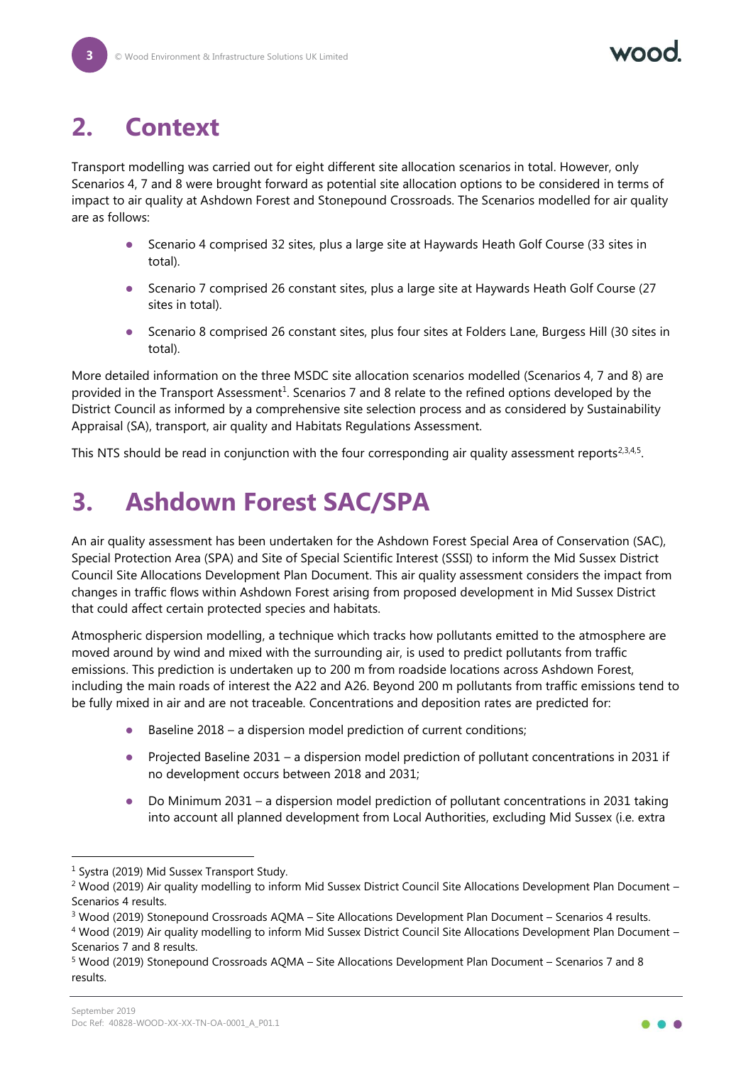# 2. Context

Transport modelling was carried out for eight different site allocation scenarios in total. However, only Scenarios 4, 7 and 8 were brought forward as potential site allocation options to be considered in terms of impact to air quality at Ashdown Forest and Stonepound Crossroads. The Scenarios modelled for air quality are as follows:

- Scenario 4 comprised 32 sites, plus a large site at Haywards Heath Golf Course (33 sites in total).
- Scenario 7 comprised 26 constant sites, plus a large site at Haywards Heath Golf Course (27 sites in total).
- Scenario 8 comprised 26 constant sites, plus four sites at Folders Lane, Burgess Hill (30 sites in total).

More detailed information on the three MSDC site allocation scenarios modelled (Scenarios 4, 7 and 8) are provided in the Transport Assessment[1]. Scenarios 7 and 8 relate to the refined options developed by the District Council as informed by a comprehensive site selection process and as considered by Sustainability Appraisal (SA), transport, air quality and Habitats Regulations Assessment.

This NTS should be read in conjunction with the four corresponding air quality assessment reports[2,3,4,5].

# 3. Ashdown Forest SAC/SPA

An air quality assessment has been undertaken for the Ashdown Forest Special Area of Conservation (SAC), Special Protection Area (SPA) and Site of Special Scientific Interest (SSSI) to inform the Mid Sussex District Council Site Allocations Development Plan Document. This air quality assessment considers the impact from changes in traffic flows within Ashdown Forest arising from proposed development in Mid Sussex District that could affect certain protected species and habitats.

Atmospheric dispersion modelling, a technique which tracks how pollutants emitted to the atmosphere are moved around by wind and mixed with the surrounding air, is used to predict pollutants from traffic emissions. This prediction is undertaken up to 200 m from roadside locations across Ashdown Forest, including the main roads of interest the A22 and A26. Beyond 200 m pollutants from traffic emissions tend to be fully mixed in air and are not traceable. Concentrations and deposition rates are predicted for:

- Baseline 2018 – a dispersion model prediction of current conditions;
- Projected Baseline 2031 – a dispersion model prediction of pollutant concentrations in 2031 if no development occurs between 2018 and 2031;
- Do Minimum 2031 – a dispersion model prediction of pollutant concentrations in 2031 taking into account all planned development from Local Authorities, excluding Mid Sussex (i.e. extra

---

[1] Systra (2019) Mid Sussex Transport Study.

[2] Wood (2019) Air quality modelling to inform Mid Sussex District Council Site Allocations Development Plan Document – Scenarios 4 results.

[3] Wood (2019) Stonepound Crossroads AQMA – Site Allocations Development Plan Document – Scenarios 4 results.

[4] Wood (2019) Air quality modelling to inform Mid Sussex District Council Site Allocations Development Plan Document – Scenarios 7 and 8 results.

[5] Wood (2019) Stonepound Crossroads AQMA – Site Allocations Development Plan Document – Scenarios 7 and 8 results.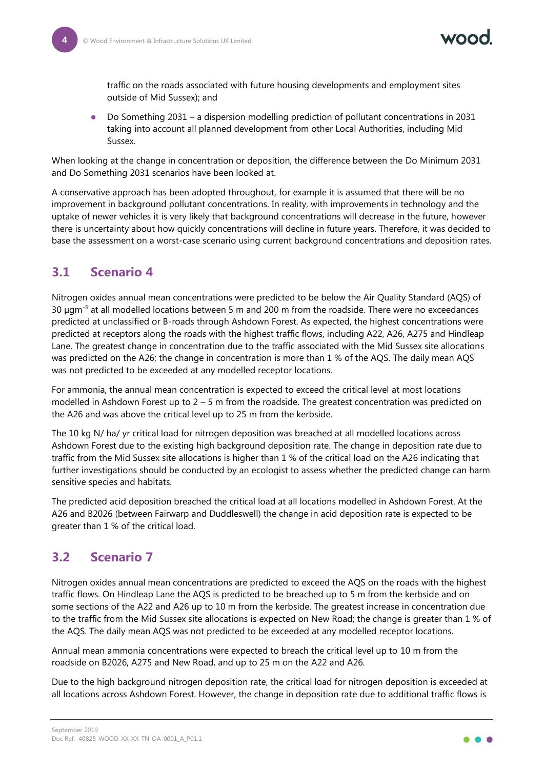traffic on the roads associated with future housing developments and employment sites outside of Mid Sussex); and

- Do Something 2031 – a dispersion modelling prediction of pollutant concentrations in 2031 taking into account all planned development from other Local Authorities, including Mid Sussex.

When looking at the change in concentration or deposition, the difference between the Do Minimum 2031 and Do Something 2031 scenarios have been looked at.

A conservative approach has been adopted throughout, for example it is assumed that there will be no improvement in background pollutant concentrations. In reality, with improvements in technology and the uptake of newer vehicles it is very likely that background concentrations will decrease in the future, however there is uncertainty about how quickly concentrations will decline in future years. Therefore, it was decided to base the assessment on a worst-case scenario using current background concentrations and deposition rates.

## 3.1 Scenario 4

Nitrogen oxides annual mean concentrations were predicted to be below the Air Quality Standard (AQS) of 30 $\mu gm^{-3}$ at all modelled locations between 5 m and 200 m from the roadside. There were no exceedances predicted at unclassified or B-roads through Ashdown Forest. As expected, the highest concentrations were predicted at receptors along the roads with the highest traffic flows, including A22, A26, A275 and Hindleap Lane. The greatest change in concentration due to the traffic associated with the Mid Sussex site allocations was predicted on the A26; the change in concentration is more than 1 % of the AQS. The daily mean AQS was not predicted to be exceeded at any modelled receptor locations.

For ammonia, the annual mean concentration is expected to exceed the critical level at most locations modelled in Ashdown Forest up to 2 – 5 m from the roadside. The greatest concentration was predicted on the A26 and was above the critical level up to 25 m from the kerbside.

The 10 kg N/ ha/ yr critical load for nitrogen deposition was breached at all modelled locations across Ashdown Forest due to the existing high background deposition rate. The change in deposition rate due to traffic from the Mid Sussex site allocations is higher than 1 % of the critical load on the A26 indicating that further investigations should be conducted by an ecologist to assess whether the predicted change can harm sensitive species and habitats.

The predicted acid deposition breached the critical load at all locations modelled in Ashdown Forest. At the A26 and B2026 (between Fairwarp and Duddleswell) the change in acid deposition rate is expected to be greater than 1 % of the critical load.

## 3.2 Scenario 7

Nitrogen oxides annual mean concentrations are predicted to exceed the AQS on the roads with the highest traffic flows. On Hindleap Lane the AQS is predicted to be breached up to 5 m from the kerbside and on some sections of the A22 and A26 up to 10 m from the kerbside. The greatest increase in concentration due to the traffic from the Mid Sussex site allocations is expected on New Road; the change is greater than 1 % of the AQS. The daily mean AQS was not predicted to be exceeded at any modelled receptor locations.

Annual mean ammonia concentrations were expected to breach the critical level up to 10 m from the roadside on B2026, A275 and New Road, and up to 25 m on the A22 and A26.

Due to the high background nitrogen deposition rate, the critical load for nitrogen deposition is exceeded at all locations across Ashdown Forest. However, the change in deposition rate due to additional traffic flows is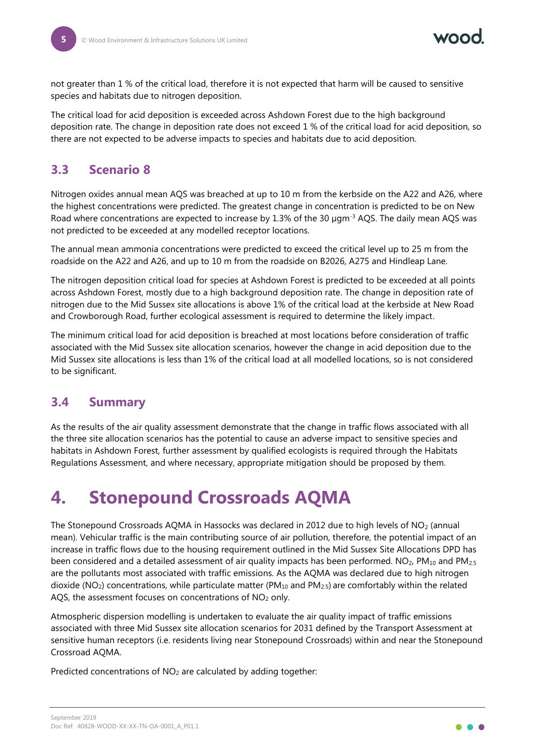not greater than 1 % of the critical load, therefore it is not expected that harm will be caused to sensitive species and habitats due to nitrogen deposition.

The critical load for acid deposition is exceeded across Ashdown Forest due to the high background deposition rate. The change in deposition rate does not exceed 1 % of the critical load for acid deposition, so there are not expected to be adverse impacts to species and habitats due to acid deposition.

## 3.3 Scenario 8

Nitrogen oxides annual mean AQS was breached at up to 10 m from the kerbside on the A22 and A26, where the highest concentrations were predicted. The greatest change in concentration is predicted to be on New Road where concentrations are expected to increase by 1.3% of the 30 $\mu gm^{-3}$ AQS. The daily mean AQS was not predicted to be exceeded at any modelled receptor locations.

The annual mean ammonia concentrations were predicted to exceed the critical level up to 25 m from the roadside on the A22 and A26, and up to 10 m from the roadside on B2026, A275 and Hindleap Lane.

The nitrogen deposition critical load for species at Ashdown Forest is predicted to be exceeded at all points across Ashdown Forest, mostly due to a high background deposition rate. The change in deposition rate of nitrogen due to the Mid Sussex site allocations is above 1% of the critical load at the kerbside at New Road and Crowborough Road, further ecological assessment is required to determine the likely impact.

The minimum critical load for acid deposition is breached at most locations before consideration of traffic associated with the Mid Sussex site allocation scenarios, however the change in acid deposition due to the Mid Sussex site allocations is less than 1% of the critical load at all modelled locations, so is not considered to be significant.

## 3.4 Summary

As the results of the air quality assessment demonstrate that the change in traffic flows associated with all the three site allocation scenarios has the potential to cause an adverse impact to sensitive species and habitats in Ashdown Forest, further assessment by qualified ecologists is required through the Habitats Regulations Assessment, and where necessary, appropriate mitigation should be proposed by them.

# 4. Stonepound Crossroads AQMA

The Stonepound Crossroads AQMA in Hassocks was declared in 2012 due to high levels of $NO_2$ (annual mean). Vehicular traffic is the main contributing source of air pollution, therefore, the potential impact of an increase in traffic flows due to the housing requirement outlined in the Mid Sussex Site Allocations DPD has been considered and a detailed assessment of air quality impacts has been performed. $NO_2$, $PM_{10}$ and $PM_{2.5}$ are the pollutants most associated with traffic emissions. As the AQMA was declared due to high nitrogen dioxide ($NO_2$) concentrations, while particulate matter ($PM_{10}$ and $PM_{2.5}$) are comfortably within the related AQS, the assessment focuses on concentrations of $NO_2$ only.

Atmospheric dispersion modelling is undertaken to evaluate the air quality impact of traffic emissions associated with three Mid Sussex site allocation scenarios for 2031 defined by the Transport Assessment at sensitive human receptors (i.e. residents living near Stonepound Crossroads) within and near the Stonepound Crossroad AQMA.

Predicted concentrations of $NO_2$ are calculated by adding together: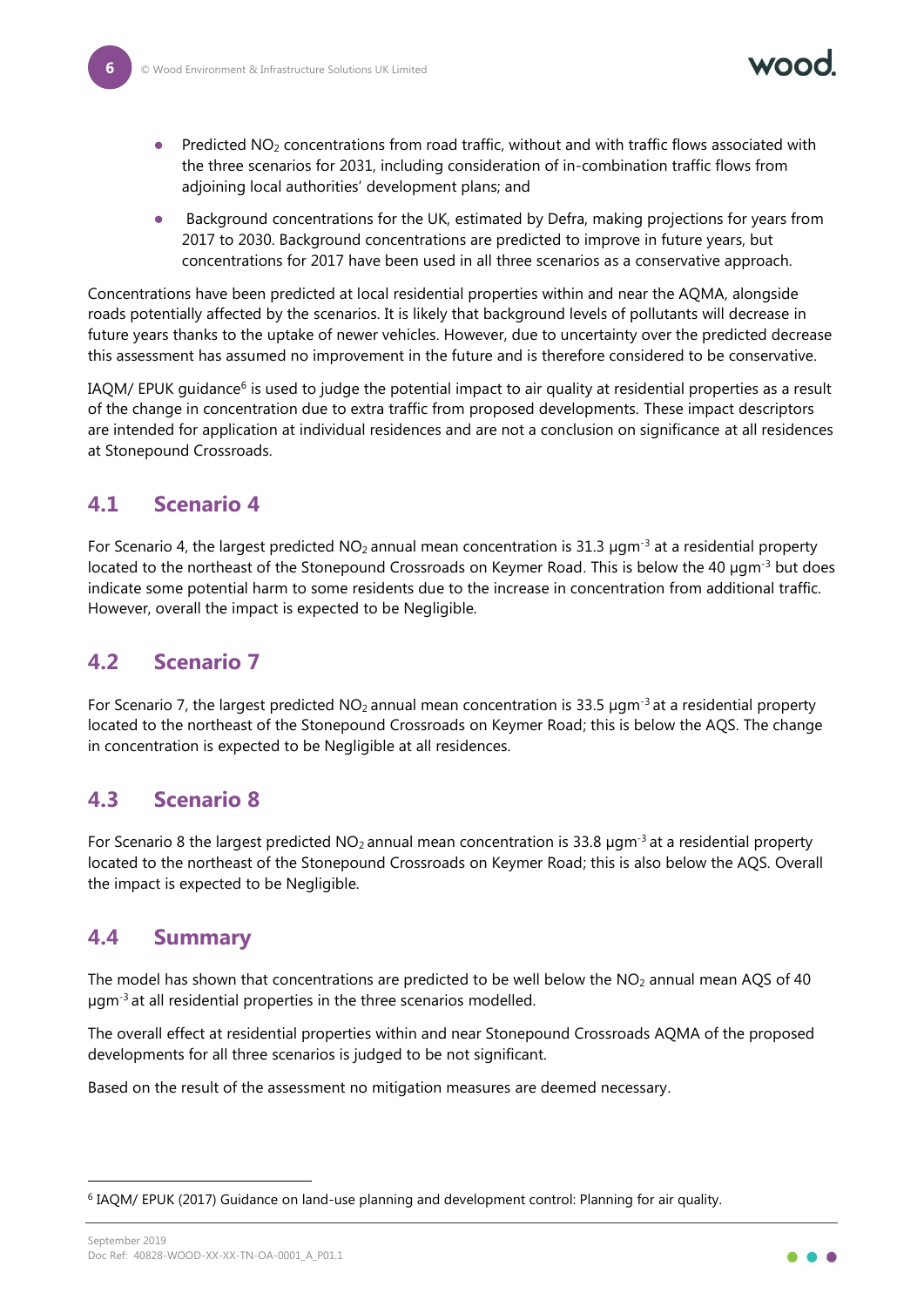- Predicted $NO_2$ concentrations from road traffic, without and with traffic flows associated with the three scenarios for 2031, including consideration of in-combination traffic flows from adjoining local authorities' development plans; and
- Background concentrations for the UK, estimated by Defra, making projections for years from 2017 to 2030. Background concentrations are predicted to improve in future years, but concentrations for 2017 have been used in all three scenarios as a conservative approach.

Concentrations have been predicted at local residential properties within and near the AQMA, alongside roads potentially affected by the scenarios. It is likely that background levels of pollutants will decrease in future years thanks to the uptake of newer vehicles. However, due to uncertainty over the predicted decrease this assessment has assumed no improvement in the future and is therefore considered to be conservative.

IAQM/ EPUK guidance[6] is used to judge the potential impact to air quality at residential properties as a result of the change in concentration due to extra traffic from proposed developments. These impact descriptors are intended for application at individual residences and are not a conclusion on significance at all residences at Stonepound Crossroads.

## 4.1 Scenario 4

For Scenario 4, the largest predicted $NO_2$ annual mean concentration is 31.3 $\mu gm^{-3}$ at a residential property located to the northeast of the Stonepound Crossroads on Keymer Road. This is below the 40 $\mu gm^{-3}$ but does indicate some potential harm to some residents due to the increase in concentration from additional traffic. However, overall the impact is expected to be Negligible.

## 4.2 Scenario 7

For Scenario 7, the largest predicted $NO_2$ annual mean concentration is 33.5 $\mu gm^{-3}$ at a residential property located to the northeast of the Stonepound Crossroads on Keymer Road; this is below the AQS. The change in concentration is expected to be Negligible at all residences.

## 4.3 Scenario 8

For Scenario 8 the largest predicted $NO_2$ annual mean concentration is 33.8 $\mu gm^{-3}$ at a residential property located to the northeast of the Stonepound Crossroads on Keymer Road; this is also below the AQS. Overall the impact is expected to be Negligible.

## 4.4 Summary

The model has shown that concentrations are predicted to be well below the $NO_2$ annual mean AQS of 40 $\mu gm^{-3}$ at all residential properties in the three scenarios modelled.

The overall effect at residential properties within and near Stonepound Crossroads AQMA of the proposed developments for all three scenarios is judged to be not significant.

Based on the result of the assessment no mitigation measures are deemed necessary.

---

[6] IAQM/ EPUK (2017) Guidance on land-use planning and development control: Planning for air quality.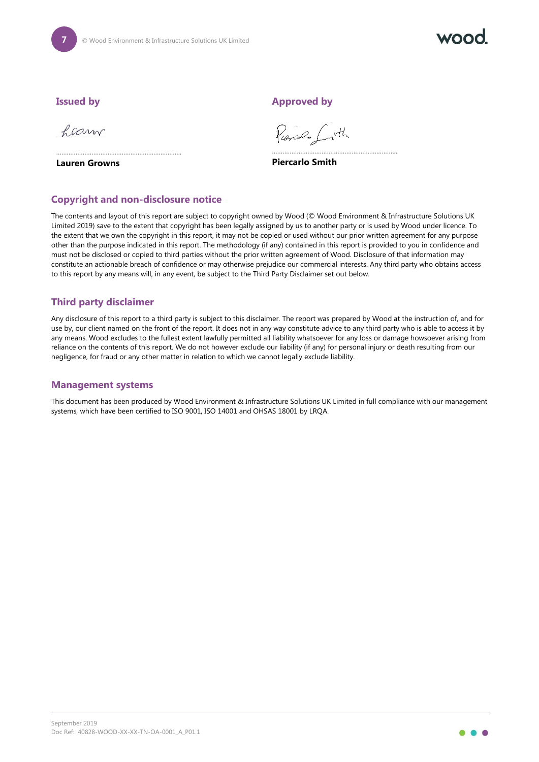**Issued by**

.....................................................................

**Lauren Growns**

**Approved by**

.....................................................................

**Piercarlo Smith**

## Copyright and non-disclosure notice

The contents and layout of this report are subject to copyright owned by Wood (© Wood Environment & Infrastructure Solutions UK Limited 2019) save to the extent that copyright has been legally assigned by us to another party or is used by Wood under licence. To the extent that we own the copyright in this report, it may not be copied or used without our prior written agreement for any purpose other than the purpose indicated in this report. The methodology (if any) contained in this report is provided to you in confidence and must not be disclosed or copied to third parties without the prior written agreement of Wood. Disclosure of that information may constitute an actionable breach of confidence or may otherwise prejudice our commercial interests. Any third party who obtains access to this report by any means will, in any event, be subject to the Third Party Disclaimer set out below.

## Third party disclaimer

Any disclosure of this report to a third party is subject to this disclaimer. The report was prepared by Wood at the instruction of, and for use by, our client named on the front of the report. It does not in any way constitute advice to any third party who is able to access it by any means. Wood excludes to the fullest extent lawfully permitted all liability whatsoever for any loss or damage howsoever arising from reliance on the contents of this report. We do not however exclude our liability (if any) for personal injury or death resulting from our negligence, for fraud or any other matter in relation to which we cannot legally exclude liability.

## Management systems

This document has been produced by Wood Environment & Infrastructure Solutions UK Limited in full compliance with our management systems, which have been certified to ISO 9001, ISO 14001 and OHSAS 18001 by LRQA.